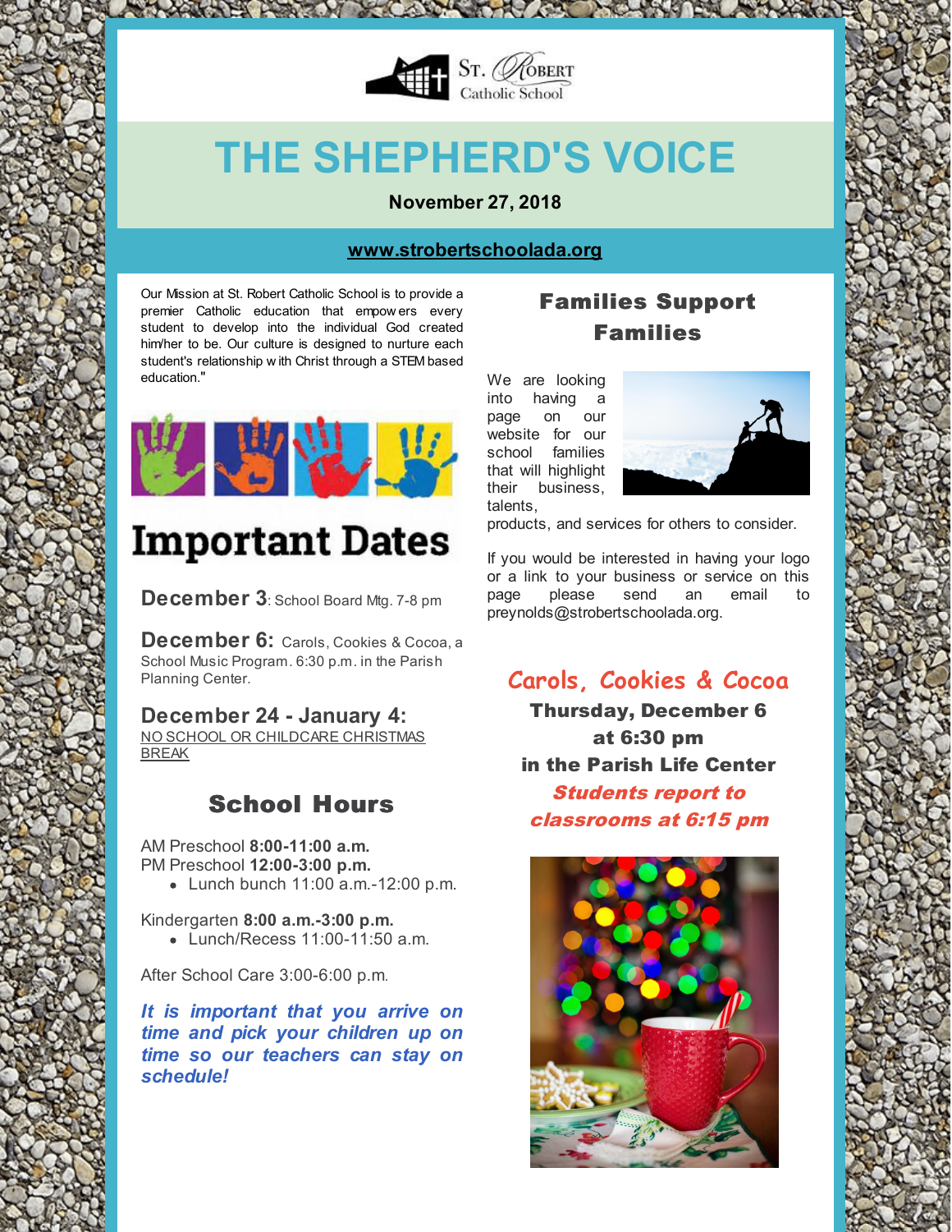St. Robert Catholic School

# THE SHEPHERD'S VOICE

**November 27, 2018**

**www.strobertschoolada.org**

Our Mission at St. Robert Catholic School is to provide a premier Catholic education that empowers every student to develop into the individual God created him/her to be. Our culture is designed to nurture each student's relationship with Christ through a STEM based education."

## Important Dates

**December 3**: School Board Mtg. 7-8 pm

**December 6:** Carols, Cookies & Cocoa, a School Music Program. 6:30 p.m. in the Parish Planning Center.

**December 24 - January 4:** NO SCHOOL OR CHILDCARE CHRISTMAS BREAK

## School Hours

AM Preschool **8:00-11:00 a.m.**
PM Preschool **12:00-3:00 p.m.**

- Lunch bunch 11:00 a.m.-12:00 p.m.

Kindergarten **8:00 a.m.-3:00 p.m.**

- Lunch/Recess 11:00-11:50 a.m.

After School Care 3:00-6:00 p.m.

***It is important that you arrive on time and pick your children up on time so our teachers can stay on schedule!***

## Families Support Families

We are looking into having a page on our website for our school families that will highlight their business, talents, products, and services for others to consider.

If you would be interested in having your logo or a link to your business or service on this page please send an email to preynolds@strobertschoolada.org.

## Carols, Cookies & Cocoa

**Thursday, December 6**
**at 6:30 pm**
**in the Parish Life Center**

***Students report to classrooms at 6:15 pm***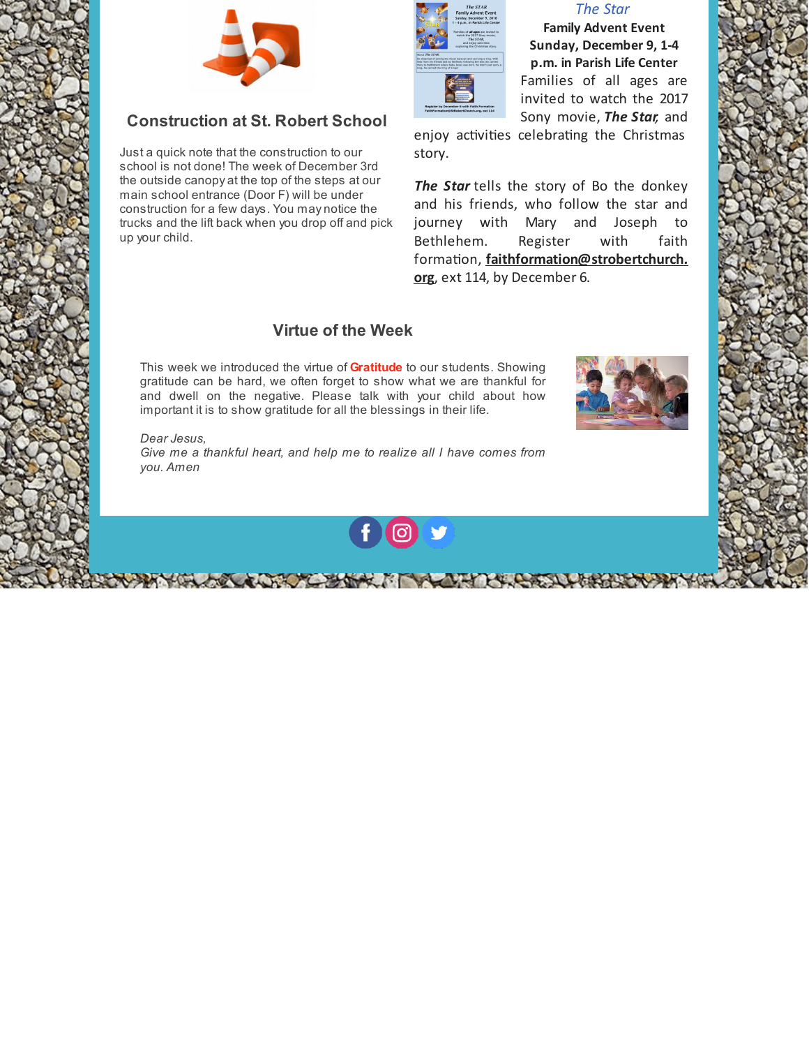## Construction at St. Robert School

Just a quick note that the construction to our school is not done! The week of December 3rd the outside canopy at the top of the steps at our main school entrance (Door F) will be under construction for a few days. You may notice the trucks and the lift back when you drop off and pick up your child.

## *The Star*

**Family Advent Event**
**Sunday, December 9, 1-4 p.m. in Parish Life Center**

Families of all ages are invited to watch the 2017 Sony movie, ***The Star,*** and enjoy activities celebrating the Christmas story.

***The Star*** tells the story of Bo the donkey and his friends, who follow the star and journey with Mary and Joseph to Bethlehem. Register with faith formation, **faithformation@strobertchurch.org**, ext 114, by December 6.

## Virtue of the Week

This week we introduced the virtue of **Gratitude** to our students. Showing gratitude can be hard, we often forget to show what we are thankful for and dwell on the negative. Please talk with your child about how important it is to show gratitude for all the blessings in their life.

*Dear Jesus,*
*Give me a thankful heart, and help me to realize all I have comes from you. Amen*